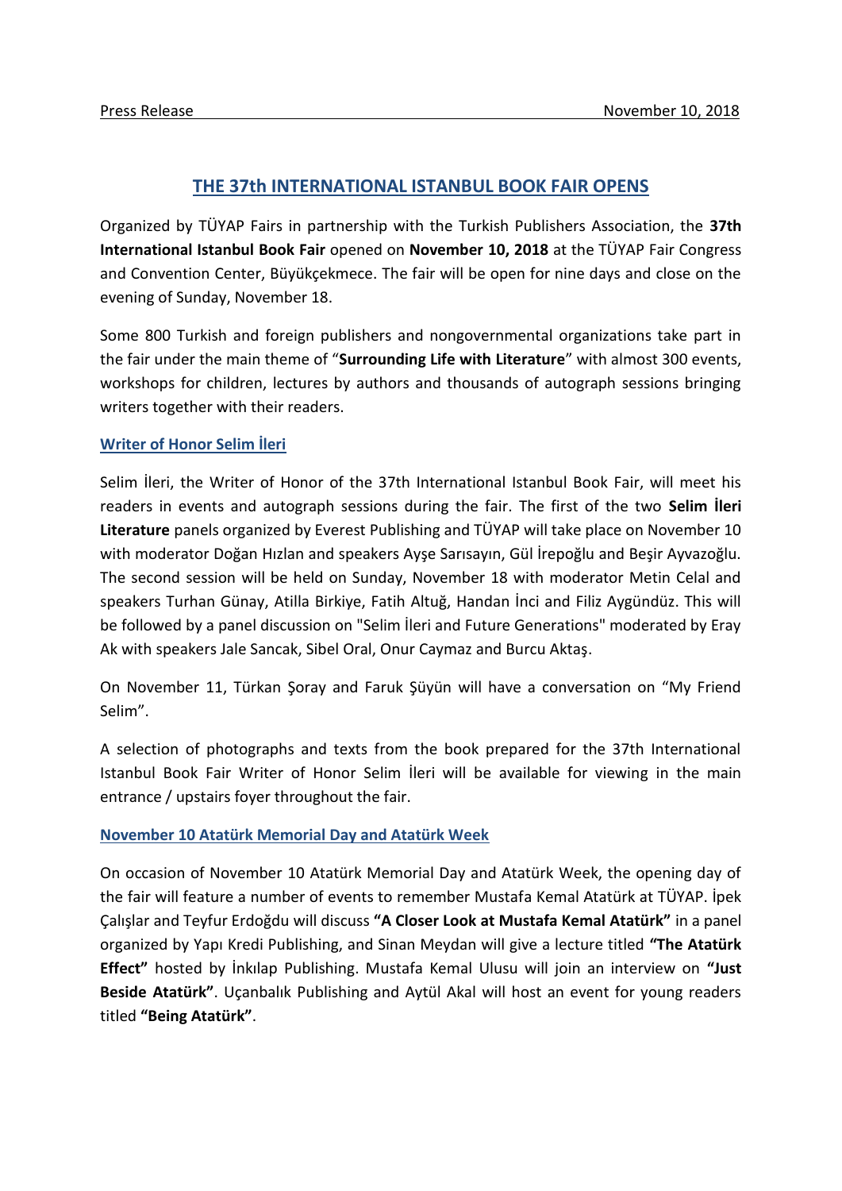Press Release November 10, 2018

# THE 37th INTERNATIONAL ISTANBUL BOOK FAIR OPENS

Organized by TÜYAP Fairs in partnership with the Turkish Publishers Association, the **37th International Istanbul Book Fair** opened on **November 10, 2018** at the TÜYAP Fair Congress and Convention Center, Büyükçekmece. The fair will be open for nine days and close on the evening of Sunday, November 18.

Some 800 Turkish and foreign publishers and nongovernmental organizations take part in the fair under the main theme of "**Surrounding Life with Literature**" with almost 300 events, workshops for children, lectures by authors and thousands of autograph sessions bringing writers together with their readers.

## Writer of Honor Selim İleri

Selim İleri, the Writer of Honor of the 37th International Istanbul Book Fair, will meet his readers in events and autograph sessions during the fair. The first of the two **Selim İleri Literature** panels organized by Everest Publishing and TÜYAP will take place on November 10 with moderator Doğan Hızlan and speakers Ayşe Sarısayın, Gül İrepoğlu and Beşir Ayvazoğlu. The second session will be held on Sunday, November 18 with moderator Metin Celal and speakers Turhan Günay, Atilla Birkiye, Fatih Altuğ, Handan İnci and Filiz Aygündüz. This will be followed by a panel discussion on "Selim İleri and Future Generations" moderated by Eray Ak with speakers Jale Sancak, Sibel Oral, Onur Caymaz and Burcu Aktaş.

On November 11, Türkan Şoray and Faruk Şüyün will have a conversation on "My Friend Selim".

A selection of photographs and texts from the book prepared for the 37th International Istanbul Book Fair Writer of Honor Selim İleri will be available for viewing in the main entrance / upstairs foyer throughout the fair.

## November 10 Atatürk Memorial Day and Atatürk Week

On occasion of November 10 Atatürk Memorial Day and Atatürk Week, the opening day of the fair will feature a number of events to remember Mustafa Kemal Atatürk at TÜYAP. İpek Çalışlar and Teyfur Erdoğdu will discuss **"A Closer Look at Mustafa Kemal Atatürk"** in a panel organized by Yapı Kredi Publishing, and Sinan Meydan will give a lecture titled **"The Atatürk Effect"** hosted by İnkılap Publishing. Mustafa Kemal Ulusu will join an interview on **"Just Beside Atatürk"**. Uçanbalık Publishing and Aytül Akal will host an event for young readers titled **"Being Atatürk"**.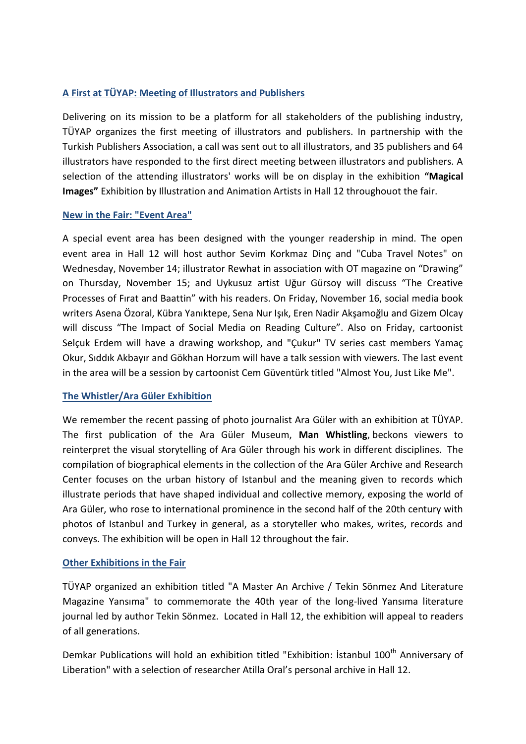## A First at TÜYAP: Meeting of Illustrators and Publishers

Delivering on its mission to be a platform for all stakeholders of the publishing industry, TÜYAP organizes the first meeting of illustrators and publishers. In partnership with the Turkish Publishers Association, a call was sent out to all illustrators, and 35 publishers and 64 illustrators have responded to the first direct meeting between illustrators and publishers. A selection of the attending illustrators' works will be on display in the exhibition **"Magical Images"** Exhibition by Illustration and Animation Artists in Hall 12 throughouot the fair.

## New in the Fair: "Event Area"

A special event area has been designed with the younger readership in mind. The open event area in Hall 12 will host author Sevim Korkmaz Dinç and "Cuba Travel Notes" on Wednesday, November 14; illustrator Rewhat in association with OT magazine on "Drawing" on Thursday, November 15; and Uykusuz artist Uğur Gürsoy will discuss "The Creative Processes of Fırat and Baattin" with his readers. On Friday, November 16, social media book writers Asena Özoral, Kübra Yanıktepe, Sena Nur Işık, Eren Nadir Akşamoğlu and Gizem Olcay will discuss "The Impact of Social Media on Reading Culture". Also on Friday, cartoonist Selçuk Erdem will have a drawing workshop, and "Çukur" TV series cast members Yamaç Okur, Sıddık Akbayır and Gökhan Horzum will have a talk session with viewers. The last event in the area will be a session by cartoonist Cem Güventürk titled "Almost You, Just Like Me".

## The Whistler/Ara Güler Exhibition

We remember the recent passing of photo journalist Ara Güler with an exhibition at TÜYAP. The first publication of the Ara Güler Museum, **Man Whistling**, beckons viewers to reinterpret the visual storytelling of Ara Güler through his work in different disciplines. The compilation of biographical elements in the collection of the Ara Güler Archive and Research Center focuses on the urban history of Istanbul and the meaning given to records which illustrate periods that have shaped individual and collective memory, exposing the world of Ara Güler, who rose to international prominence in the second half of the 20th century with photos of Istanbul and Turkey in general, as a storyteller who makes, writes, records and conveys. The exhibition will be open in Hall 12 throughout the fair.

## Other Exhibitions in the Fair

TÜYAP organized an exhibition titled "A Master An Archive / Tekin Sönmez And Literature Magazine Yansıma" to commemorate the 40th year of the long-lived Yansıma literature journal led by author Tekin Sönmez. Located in Hall 12, the exhibition will appeal to readers of all generations.

Demkar Publications will hold an exhibition titled "Exhibition: İstanbul 100th Anniversary of Liberation" with a selection of researcher Atilla Oral's personal archive in Hall 12.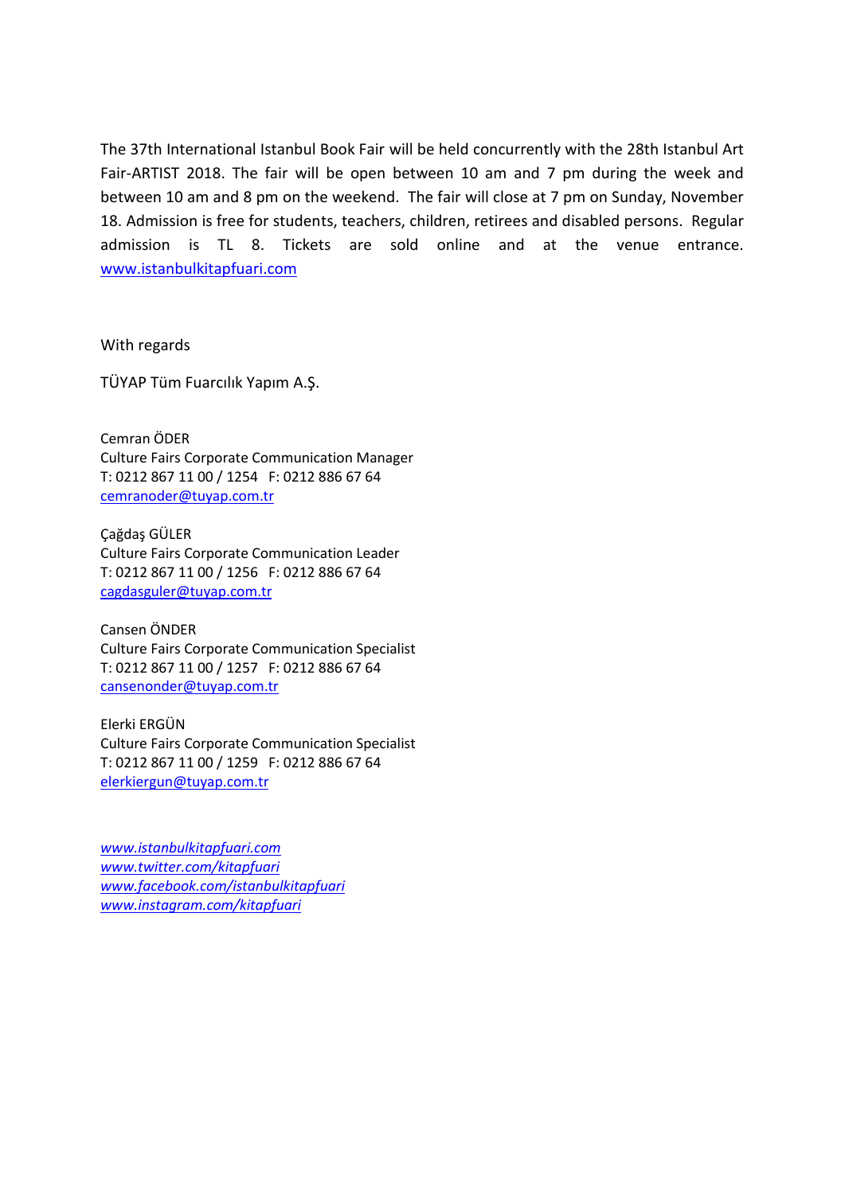The 37th International Istanbul Book Fair will be held concurrently with the 28th Istanbul Art Fair-ARTIST 2018. The fair will be open between 10 am and 7 pm during the week and between 10 am and 8 pm on the weekend. The fair will close at 7 pm on Sunday, November 18. Admission is free for students, teachers, children, retirees and disabled persons. Regular admission is TL 8. Tickets are sold online and at the venue entrance. www.istanbulkitapfuari.com

With regards

TÜYAP Tüm Fuarcılık Yapım A.Ş.

Cemran ÖDER
Culture Fairs Corporate Communication Manager
T: 0212 867 11 00 / 1254 F: 0212 886 67 64
cemranoder@tuyap.com.tr

Çağdaş GÜLER
Culture Fairs Corporate Communication Leader
T: 0212 867 11 00 / 1256 F: 0212 886 67 64
cagdasguler@tuyap.com.tr

Cansen ÖNDER
Culture Fairs Corporate Communication Specialist
T: 0212 867 11 00 / 1257 F: 0212 886 67 64
cansenonder@tuyap.com.tr

Elerki ERGÜN
Culture Fairs Corporate Communication Specialist
T: 0212 867 11 00 / 1259 F: 0212 886 67 64
elerkiergun@tuyap.com.tr

*www.istanbulkitapfuari.com*
*www.twitter.com/kitapfuari*
*www.facebook.com/istanbulkitapfuari*
*www.instagram.com/kitapfuari*